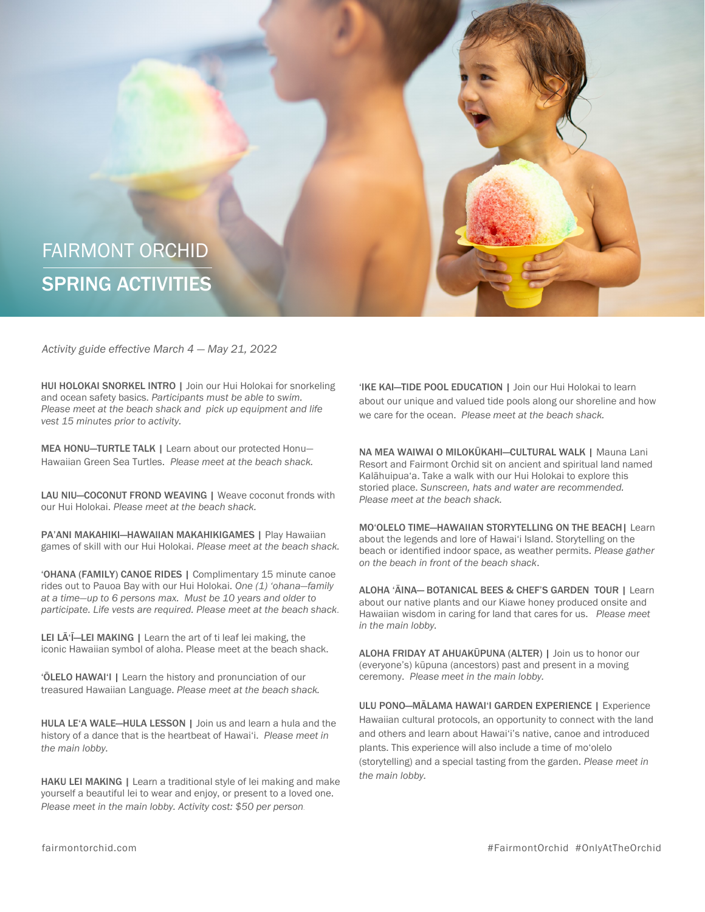# FAIRMONT ORCHID

## SPRING ACTIVITIES

*Activity guide effective March 4 — May 21, 2022*

**HUI HOLOKAI SNORKEL INTRO |** Join our Hui Holokai for snorkeling and ocean safety basics. *Participants must be able to swim. Please meet at the beach shack and pick up equipment and life vest 15 minutes prior to activity.*

**MEA HONU—TURTLE TALK |** Learn about our protected Honu—Hawaiian Green Sea Turtles. *Please meet at the beach shack.*

**LAU NIU—COCONUT FROND WEAVING |** Weave coconut fronds with our Hui Holokai. *Please meet at the beach shack.*

**PA'ANI MAKAHIKI—HAWAIIAN MAKAHIKIGAMES |** Play Hawaiian games of skill with our Hui Holokai. *Please meet at the beach shack.*

**'OHANA (FAMILY) CANOE RIDES |** Complimentary 15 minute canoe rides out to Pauoa Bay with our Hui Holokai. *One (1) 'ohana—family at a time—up to 6 persons max. Must be 10 years and older to participate. Life vests are required. Please meet at the beach shack.*

**LEI LĀ'Ī—LEI MAKING |** Learn the art of ti leaf lei making, the iconic Hawaiian symbol of aloha. Please meet at the beach shack.

**'ŌLELO HAWAI'I |** Learn the history and pronunciation of our treasured Hawaiian Language. *Please meet at the beach shack.*

**HULA LE'A WALE—HULA LESSON |** Join us and learn a hula and the history of a dance that is the heartbeat of Hawai'i. *Please meet in the main lobby.*

**HAKU LEI MAKING |** Learn a traditional style of lei making and make yourself a beautiful lei to wear and enjoy, or present to a loved one. *Please meet in the main lobby. Activity cost: $50 per person.*

**'IKE KAI—TIDE POOL EDUCATION |** Join our Hui Holokai to learn about our unique and valued tide pools along our shoreline and how we care for the ocean. *Please meet at the beach shack.*

**NA MEA WAIWAI O MILOKŪKAHI—CULTURAL WALK |** Mauna Lani Resort and Fairmont Orchid sit on ancient and spiritual land named Kalāhuipua'a. Take a walk with our Hui Holokai to explore this storied place. *Sunscreen, hats and water are recommended. Please meet at the beach shack.*

**MO'OLELO TIME—HAWAIIAN STORYTELLING ON THE BEACH |** Learn about the legends and lore of Hawai'i Island. Storytelling on the beach or identified indoor space, as weather permits. *Please gather on the beach in front of the beach shack.*

**ALOHA 'ĀINA— BOTANICAL BEES & CHEF'S GARDEN TOUR |** Learn about our native plants and our Kiawe honey produced onsite and Hawaiian wisdom in caring for land that cares for us. *Please meet in the main lobby.*

**ALOHA FRIDAY AT AHUAKŪPUNA (ALTER) |** Join us to honor our (everyone's) kūpuna (ancestors) past and present in a moving ceremony. *Please meet in the main lobby.*

**ULU PONO—MĀLAMA HAWAI'I GARDEN EXPERIENCE |** Experience Hawaiian cultural protocols, an opportunity to connect with the land and others and learn about Hawai'i's native, canoe and introduced plants. This experience will also include a time of mo'olelo (storytelling) and a special tasting from the garden. *Please meet in the main lobby.*

fairmontorchid.com

#FairmontOrchid #OnlyAtTheOrchid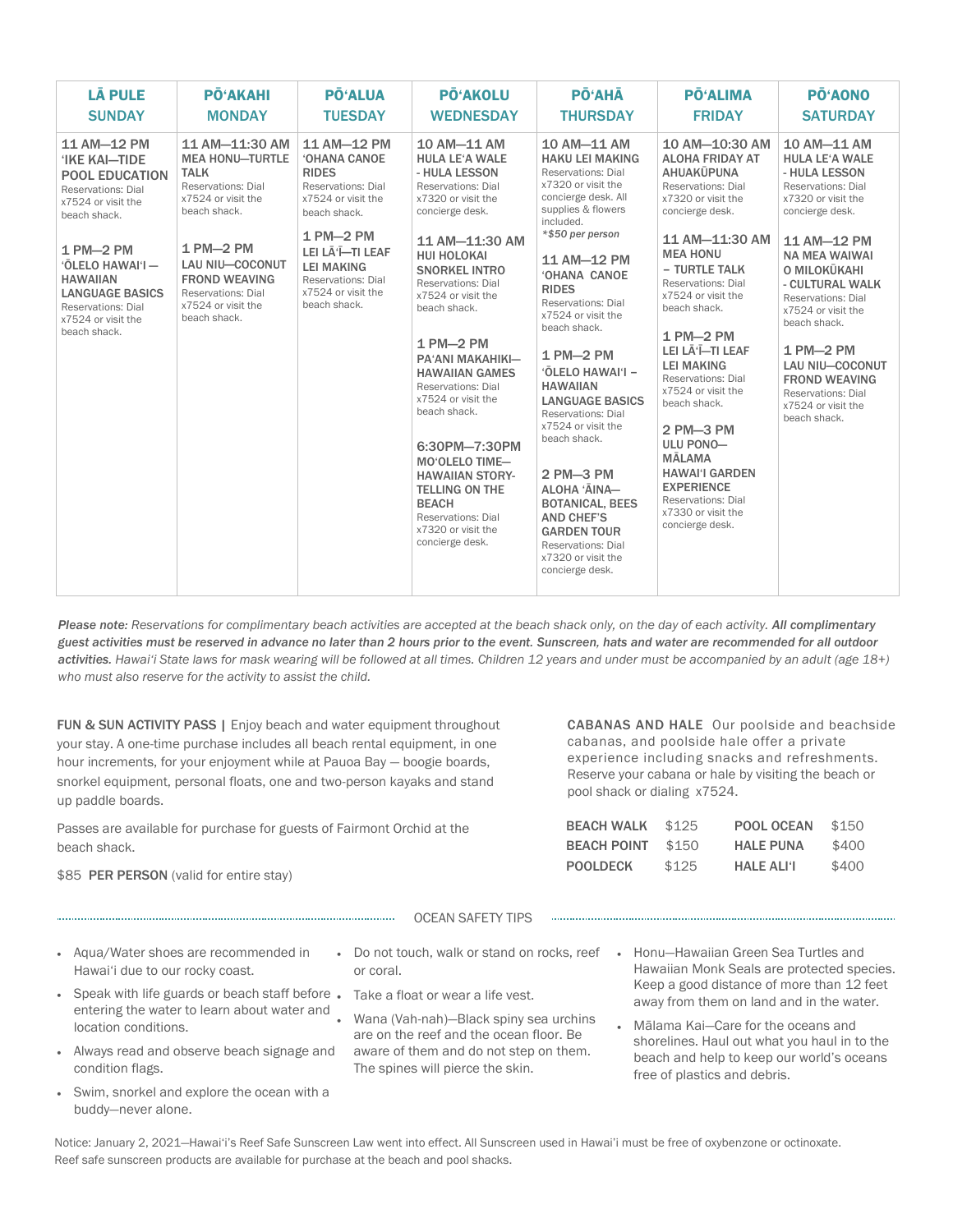| LĀ PULE SUNDAY | PŌʻAKAHI MONDAY | PŌʻALUA TUESDAY | PŌʻAKOLU WEDNESDAY | PŌʻAHĀ THURSDAY | PŌʻALIMA FRIDAY | PŌʻAONO SATURDAY |
|---|---|---|---|---|---|---|
| **11 AM—12 PM** **ʻIKE KAI—TIDE POOL EDUCATION** Reservations: Dial x7524 or visit the beach shack.<br><br>**1 PM—2 PM** **ʻŌLELO HAWAIʻI — HAWAIIAN LANGUAGE BASICS** Reservations: Dial x7524 or visit the beach shack. | **11 AM—11:30 AM** **MEA HONU—TURTLE TALK** Reservations: Dial x7524 or visit the beach shack.<br><br>**1 PM—2 PM** **LAU NIU—COCONUT FROND WEAVING** Reservations: Dial x7524 or visit the beach shack. | **11 AM—12 PM** **ʻOHANA CANOE RIDES** Reservations: Dial x7524 or visit the beach shack.<br><br>**1 PM—2 PM** **LEI LĀʻĪ—TI LEAF LEI MAKING** Reservations: Dial x7524 or visit the beach shack. | **10 AM—11 AM** **HULA LEʻA WALE - HULA LESSON** Reservations: Dial x7320 or visit the concierge desk.<br><br>**11 AM—11:30 AM** **HUI HOLOKAI SNORKEL INTRO** Reservations: Dial x7524 or visit the beach shack.<br><br>**1 PM—2 PM** **PAʻANI MAKAHIKI—HAWAIIAN GAMES** Reservations: Dial x7524 or visit the beach shack.<br><br>**6:30PM—7:30PM** **MOʻOLELO TIME—HAWAIIAN STORY-TELLING ON THE BEACH** Reservations: Dial x7320 or visit the concierge desk. | **10 AM—11 AM** **HAKU LEI MAKING** Reservations: Dial x7320 or visit the concierge desk. All supplies & flowers included. *\*$50 per person*<br><br>**11 AM—12 PM** **ʻOHANA CANOE RIDES** Reservations: Dial x7524 or visit the beach shack.<br><br>**1 PM—2 PM** **ʻŌLELO HAWAIʻI – HAWAIIAN LANGUAGE BASICS** Reservations: Dial x7524 or visit the beach shack.<br><br>**2 PM—3 PM** **ALOHA ʻĀINA—BOTANICAL, BEES AND CHEF'S GARDEN TOUR** Reservations: Dial x7320 or visit the concierge desk. | **10 AM—10:30 AM** **ALOHA FRIDAY AT AHUAKŪPUNA** Reservations: Dial x7320 or visit the concierge desk.<br><br>**11 AM—11:30 AM** **MEA HONU – TURTLE TALK** Reservations: Dial x7524 or visit the beach shack.<br><br>**1 PM—2 PM** **LEI LĀʻĪ—TI LEAF LEI MAKING** Reservations: Dial x7524 or visit the beach shack.<br><br>**2 PM—3 PM** **ULU PONO—MĀLAMA HAWAIʻI GARDEN EXPERIENCE** Reservations: Dial x7330 or visit the concierge desk. | **10 AM—11 AM** **HULA LEʻA WALE - HULA LESSON** Reservations: Dial x7320 or visit the concierge desk.<br><br>**11 AM—12 PM** **NA MEA WAIWAI O MILOKŪKAHI - CULTURAL WALK** Reservations: Dial x7524 or visit the beach shack.<br><br>**1 PM—2 PM** **LAU NIU—COCONUT FROND WEAVING** Reservations: Dial x7524 or visit the beach shack. |

*Please note: Reservations for complimentary beach activities are accepted at the beach shack only, on the day of each activity.* ***All complimentary guest activities must be reserved in advance no later than 2 hours prior to the event. Sunscreen, hats and water are recommended for all outdoor activities.*** *Hawaiʻi State laws for mask wearing will be followed at all times. Children 12 years and under must be accompanied by an adult (age 18+) who must also reserve for the activity to assist the child.*

**FUN & SUN ACTIVITY PASS |** Enjoy beach and water equipment throughout your stay. A one-time purchase includes all beach rental equipment, in one hour increments, for your enjoyment while at Pauoa Bay — boogie boards, snorkel equipment, personal floats, one and two-person kayaks and stand up paddle boards.

Passes are available for purchase for guests of Fairmont Orchid at the beach shack.

$85 **PER PERSON** (valid for entire stay)

**CABANAS AND HALE** Our poolside and beachside cabanas, and poolside hale offer a private experience including snacks and refreshments. Reserve your cabana or hale by visiting the beach or pool shack or dialing x7524.

| | | | |
|---|---|---|---|
| **BEACH WALK** | $125 | **POOL OCEAN** | $150 |
| **BEACH POINT** | $150 | **HALE PUNA** | $400 |
| **POOLDECK** | $125 | **HALE ALIʻI** | $400 |

## OCEAN SAFETY TIPS

- Aqua/Water shoes are recommended in Hawaiʻi due to our rocky coast.
- Speak with life guards or beach staff before entering the water to learn about water and location conditions.
- Always read and observe beach signage and condition flags.
- Swim, snorkel and explore the ocean with a buddy—never alone.
- Do not touch, walk or stand on rocks, reef or coral.
- Take a float or wear a life vest.
- Wana (Vah-nah)—Black spiny sea urchins are on the reef and the ocean floor. Be aware of them and do not step on them. The spines will pierce the skin.
- Honu—Hawaiian Green Sea Turtles and Hawaiian Monk Seals are protected species. Keep a good distance of more than 12 feet away from them on land and in the water.
- Mālama Kai—Care for the oceans and shorelines. Haul out what you haul in to the beach and help to keep our world's oceans free of plastics and debris.

Notice: January 2, 2021—Hawaiʻi's Reef Safe Sunscreen Law went into effect. All Sunscreen used in Hawaiʻi must be free of oxybenzone or octinoxate. Reef safe sunscreen products are available for purchase at the beach and pool shacks.